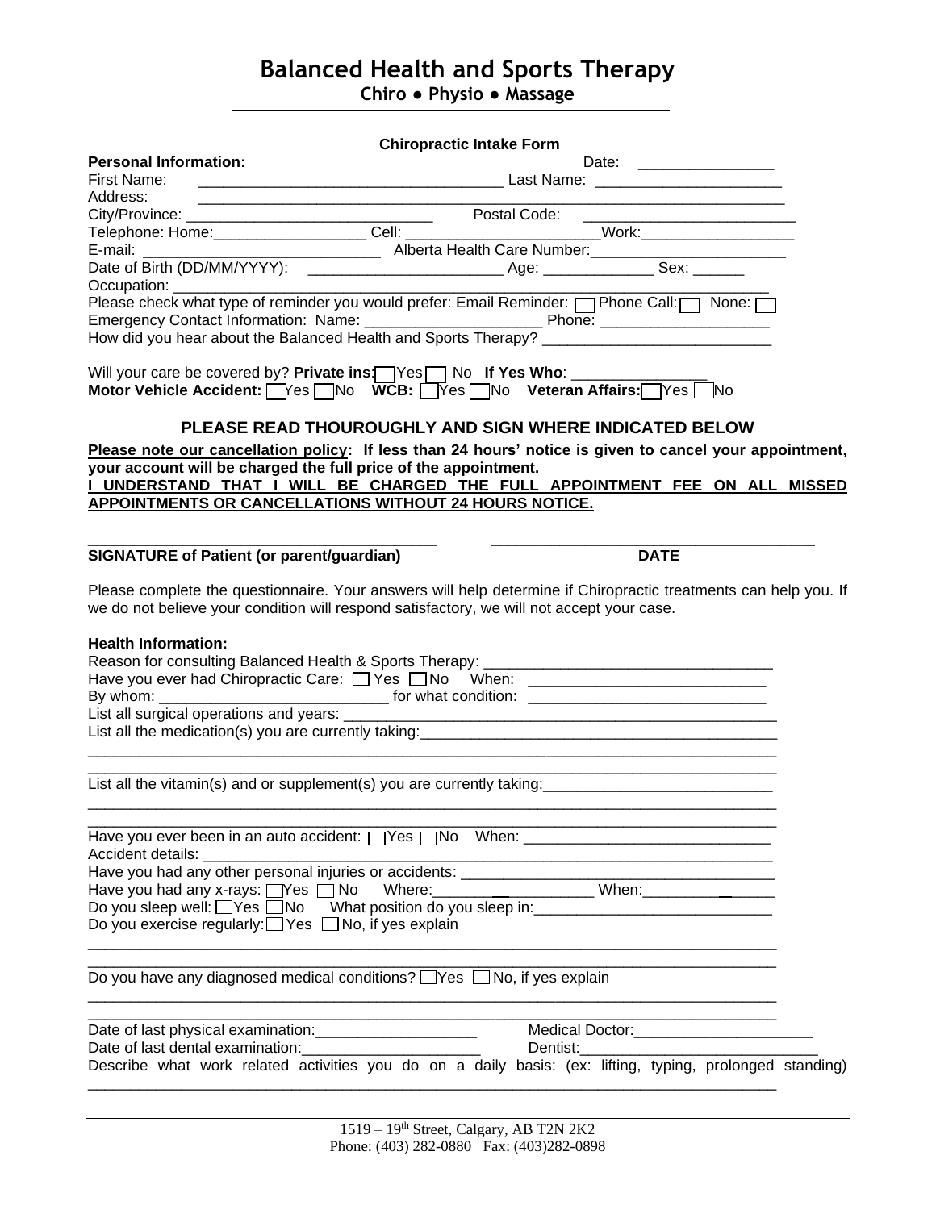# Balanced Health and Sports Therapy

**Chiro ● Physio ● Massage**

**Chiropractic Intake Form**

**Personal Information:** Date: ________________

First Name: ___________________________________ Last Name: ______________________

Address: ______________________________________________________________________

City/Province: _____________________________ Postal Code: _________________________

Telephone: Home:__________________ Cell: ______________________Work:__________________

E-mail: ____________________________ Alberta Health Care Number:_______________________

Date of Birth (DD/MM/YYYY): _______________________ Age: _____________ Sex: ______

Occupation: _____________________________________________________________________

Please check what type of reminder you would prefer: Email Reminder: ☐ Phone Call: ☐ None: ☐

Emergency Contact Information: Name: _____________________ Phone: ___________________

How did you hear about the Balanced Health and Sports Therapy? ___________________________

Will your care be covered by? **Private ins**: ☐ Yes ☐ No **If Yes Who**: _______________

**Motor Vehicle Accident:** ☐ Yes ☐ No **WCB:** ☐ Yes ☐ No **Veteran Affairs:** ☐ Yes ☐ No

## PLEASE READ THOUROUGHLY AND SIGN WHERE INDICATED BELOW

**Please note our cancellation policy: If less than 24 hours' notice is given to cancel your appointment, your account will be charged the full price of the appointment.**

**I UNDERSTAND THAT I WILL BE CHARGED THE FULL APPOINTMENT FEE ON ALL MISSED APPOINTMENTS OR CANCELLATIONS WITHOUT 24 HOURS NOTICE.**

_________________________________________ ______________________________________

**SIGNATURE of Patient (or parent/guardian)** **DATE**

Please complete the questionnaire. Your answers will help determine if Chiropractic treatments can help you. If we do not believe your condition will respond satisfactory, we will not accept your case.

**Health Information:**

Reason for consulting Balanced Health & Sports Therapy: __________________________________

Have you ever had Chiropractic Care: ☐ Yes ☐ No When: ____________________________

By whom: ___________________________ for what condition: ____________________________

List all surgical operations and years: ______________________________________________________

List all the medication(s) you are currently taking:___________________________________________

__________________________________________________________________________________

__________________________________________________________________________________

List all the vitamin(s) and or supplement(s) you are currently taking:___________________________

__________________________________________________________________________________

__________________________________________________________________________________

Have you ever been in an auto accident: ☐ Yes ☐ No When: _____________________________

Accident details: ____________________________________________________________________

Have you had any other personal injuries or accidents: ___________________________________

Have you had any x-rays: ☐ Yes ☐ No Where:____________________ When:_______________

Do you sleep well: ☐ Yes ☐ No What position do you sleep in:___________________________

Do you exercise regularly: ☐ Yes ☐ No, if yes explain

__________________________________________________________________________________

__________________________________________________________________________________

Do you have any diagnosed medical conditions? ☐ Yes ☐ No, if yes explain

__________________________________________________________________________________

__________________________________________________________________________________

Date of last physical examination:___________________ Medical Doctor:_____________________

Date of last dental examination:_____________________ Dentist:___________________________

Describe what work related activities you do on a daily basis: (ex: lifting, typing, prolonged standing)

__________________________________________________________________________________

1519 – 19th Street, Calgary, AB T2N 2K2
Phone: (403) 282-0880 Fax: (403)282-0898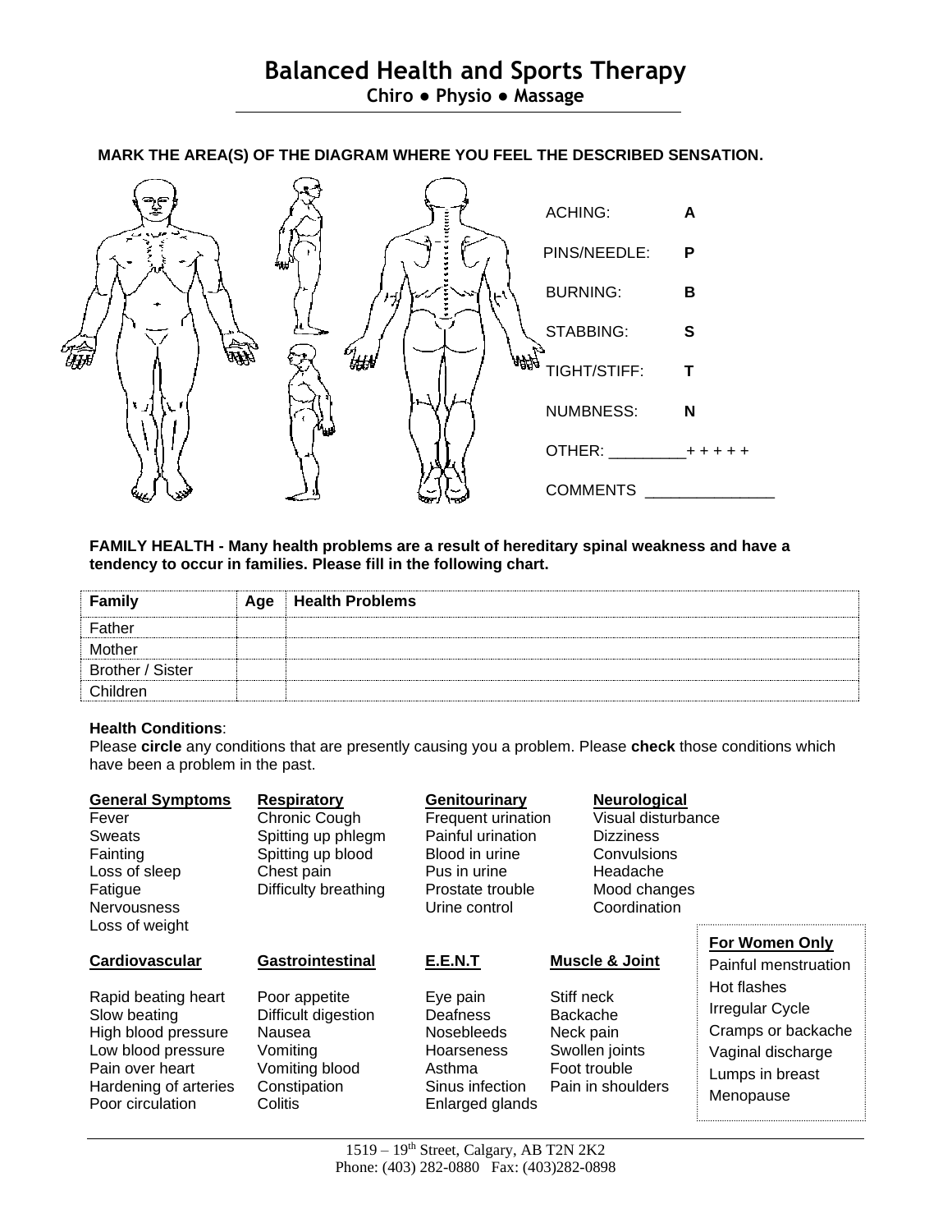# Balanced Health and Sports Therapy

**Chiro ● Physio ● Massage**

**MARK THE AREA(S) OF THE DIAGRAM WHERE YOU FEEL THE DESCRIBED SENSATION.**

| | |
|---|---|
| ACHING: | **A** |
| PINS/NEEDLE: | **P** |
| BURNING: | **B** |
| STABBING: | **S** |
| TIGHT/STIFF: | **T** |
| NUMBNESS: | **N** |
| OTHER: _________ | + + + + + |

COMMENTS _______________

**FAMILY HEALTH - Many health problems are a result of hereditary spinal weakness and have a tendency to occur in families. Please fill in the following chart.**

| Family | Age | Health Problems |
|---|---|---|
| Father | | |
| Mother | | |
| Brother / Sister | | |
| Children | | |

**Health Conditions**:
Please **circle** any conditions that are presently causing you a problem. Please **check** those conditions which have been a problem in the past.

**General Symptoms**
- Fever
- Sweats
- Fainting
- Loss of sleep
- Fatigue
- Nervousness
- Loss of weight

**Respiratory**
- Chronic Cough
- Spitting up phlegm
- Spitting up blood
- Chest pain
- Difficulty breathing

**Genitourinary**
- Frequent urination
- Painful urination
- Blood in urine
- Pus in urine
- Prostate trouble
- Urine control

**Neurological**
- Visual disturbance
- Dizziness
- Convulsions
- Headache
- Mood changes
- Coordination

**Cardiovascular**
- Rapid beating heart
- Slow beating
- High blood pressure
- Low blood pressure
- Pain over heart
- Hardening of arteries
- Poor circulation

**Gastrointestinal**
- Poor appetite
- Difficult digestion
- Nausea
- Vomiting
- Vomiting blood
- Constipation
- Colitis

**E.E.N.T**
- Eye pain
- Deafness
- Nosebleeds
- Hoarseness
- Asthma
- Sinus infection
- Enlarged glands

**Muscle & Joint**
- Stiff neck
- Backache
- Neck pain
- Swollen joints
- Foot trouble
- Pain in shoulders

**For Women Only**
- Painful menstruation
- Hot flashes
- Irregular Cycle
- Cramps or backache
- Vaginal discharge
- Lumps in breast
- Menopause

1519 – 19th Street, Calgary, AB T2N 2K2
Phone: (403) 282-0880 Fax: (403)282-0898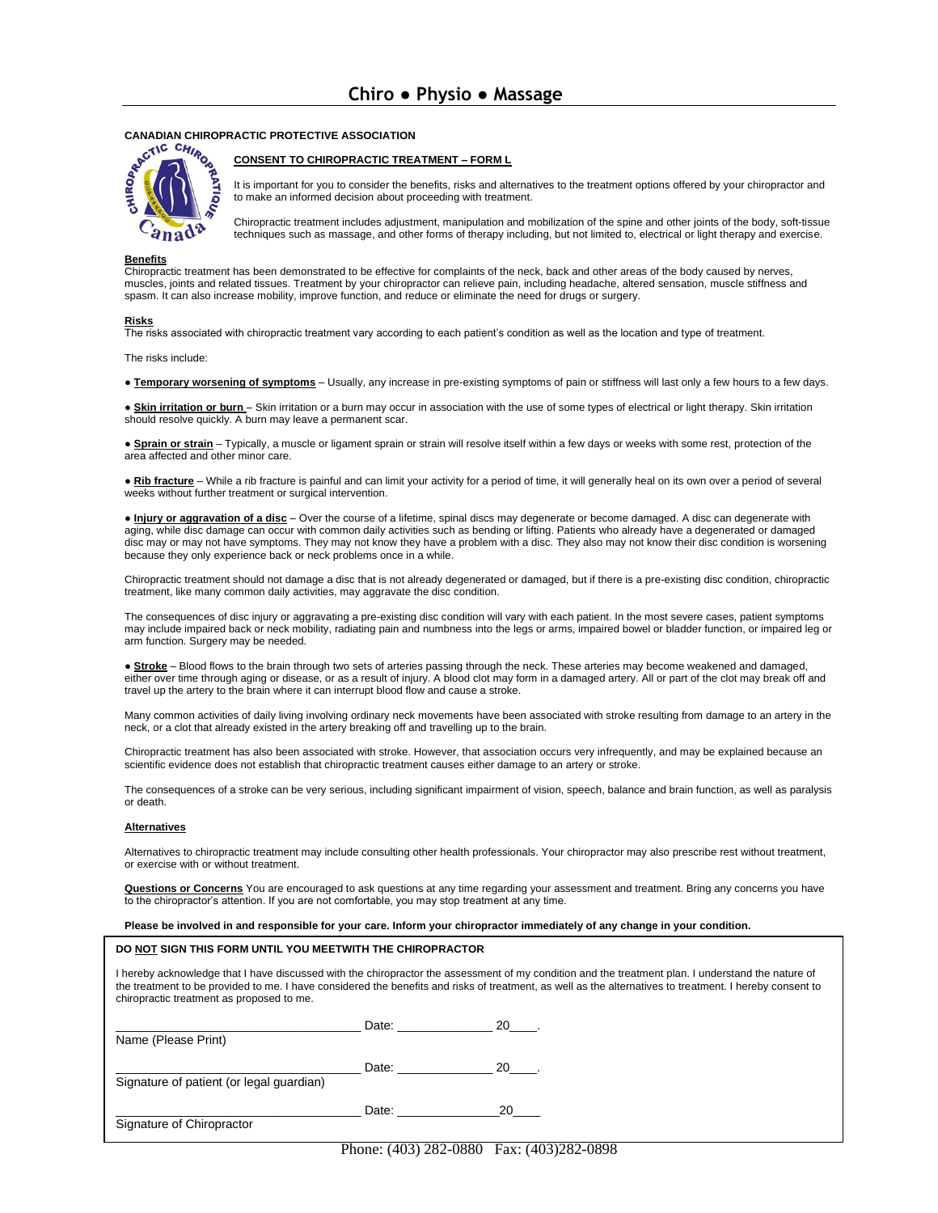# Chiro ● Physio ● Massage

**CANADIAN CHIROPRACTIC PROTECTIVE ASSOCIATION**

**CONSENT TO CHIROPRACTIC TREATMENT – FORM L**

It is important for you to consider the benefits, risks and alternatives to the treatment options offered by your chiropractor and to make an informed decision about proceeding with treatment.

Chiropractic treatment includes adjustment, manipulation and mobilization of the spine and other joints of the body, soft-tissue techniques such as massage, and other forms of therapy including, but not limited to, electrical or light therapy and exercise.

**Benefits**

Chiropractic treatment has been demonstrated to be effective for complaints of the neck, back and other areas of the body caused by nerves, muscles, joints and related tissues. Treatment by your chiropractor can relieve pain, including headache, altered sensation, muscle stiffness and spasm. It can also increase mobility, improve function, and reduce or eliminate the need for drugs or surgery.

**Risks**

The risks associated with chiropractic treatment vary according to each patient's condition as well as the location and type of treatment.

The risks include:

- **Temporary worsening of symptoms** – Usually, any increase in pre-existing symptoms of pain or stiffness will last only a few hours to a few days.
- **Skin irritation or burn** – Skin irritation or a burn may occur in association with the use of some types of electrical or light therapy. Skin irritation should resolve quickly. A burn may leave a permanent scar.
- **Sprain or strain** – Typically, a muscle or ligament sprain or strain will resolve itself within a few days or weeks with some rest, protection of the area affected and other minor care.
- **Rib fracture** – While a rib fracture is painful and can limit your activity for a period of time, it will generally heal on its own over a period of several weeks without further treatment or surgical intervention.
- **Injury or aggravation of a disc** – Over the course of a lifetime, spinal discs may degenerate or become damaged. A disc can degenerate with aging, while disc damage can occur with common daily activities such as bending or lifting. Patients who already have a degenerated or damaged disc may or may not have symptoms. They may not know they have a problem with a disc. They also may not know their disc condition is worsening because they only experience back or neck problems once in a while.

Chiropractic treatment should not damage a disc that is not already degenerated or damaged, but if there is a pre-existing disc condition, chiropractic treatment, like many common daily activities, may aggravate the disc condition.

The consequences of disc injury or aggravating a pre-existing disc condition will vary with each patient. In the most severe cases, patient symptoms may include impaired back or neck mobility, radiating pain and numbness into the legs or arms, impaired bowel or bladder function, or impaired leg or arm function. Surgery may be needed.

- **Stroke** – Blood flows to the brain through two sets of arteries passing through the neck. These arteries may become weakened and damaged, either over time through aging or disease, or as a result of injury. A blood clot may form in a damaged artery. All or part of the clot may break off and travel up the artery to the brain where it can interrupt blood flow and cause a stroke.

Many common activities of daily living involving ordinary neck movements have been associated with stroke resulting from damage to an artery in the neck, or a clot that already existed in the artery breaking off and travelling up to the brain.

Chiropractic treatment has also been associated with stroke. However, that association occurs very infrequently, and may be explained because an scientific evidence does not establish that chiropractic treatment causes either damage to an artery or stroke.

The consequences of a stroke can be very serious, including significant impairment of vision, speech, balance and brain function, as well as paralysis or death.

**Alternatives**

Alternatives to chiropractic treatment may include consulting other health professionals. Your chiropractor may also prescribe rest without treatment, or exercise with or without treatment.

**Questions or Concerns** You are encouraged to ask questions at any time regarding your assessment and treatment. Bring any concerns you have to the chiropractor's attention. If you are not comfortable, you may stop treatment at any time.

**Please be involved in and responsible for your care. Inform your chiropractor immediately of any change in your condition.**

**DO NOT SIGN THIS FORM UNTIL YOU MEETWITH THE CHIROPRACTOR**

I hereby acknowledge that I have discussed with the chiropractor the assessment of my condition and the treatment plan. I understand the nature of the treatment to be provided to me. I have considered the benefits and risks of treatment, as well as the alternatives to treatment. I hereby consent to chiropractic treatment as proposed to me.

___________________________________ Date: ______________ 20____.
Name (Please Print)

___________________________________ Date: ______________ 20____.
Signature of patient (or legal guardian)

___________________________________ Date: ______________ 20____
Signature of Chiropractor

Phone: (403) 282-0880 Fax: (403)282-0898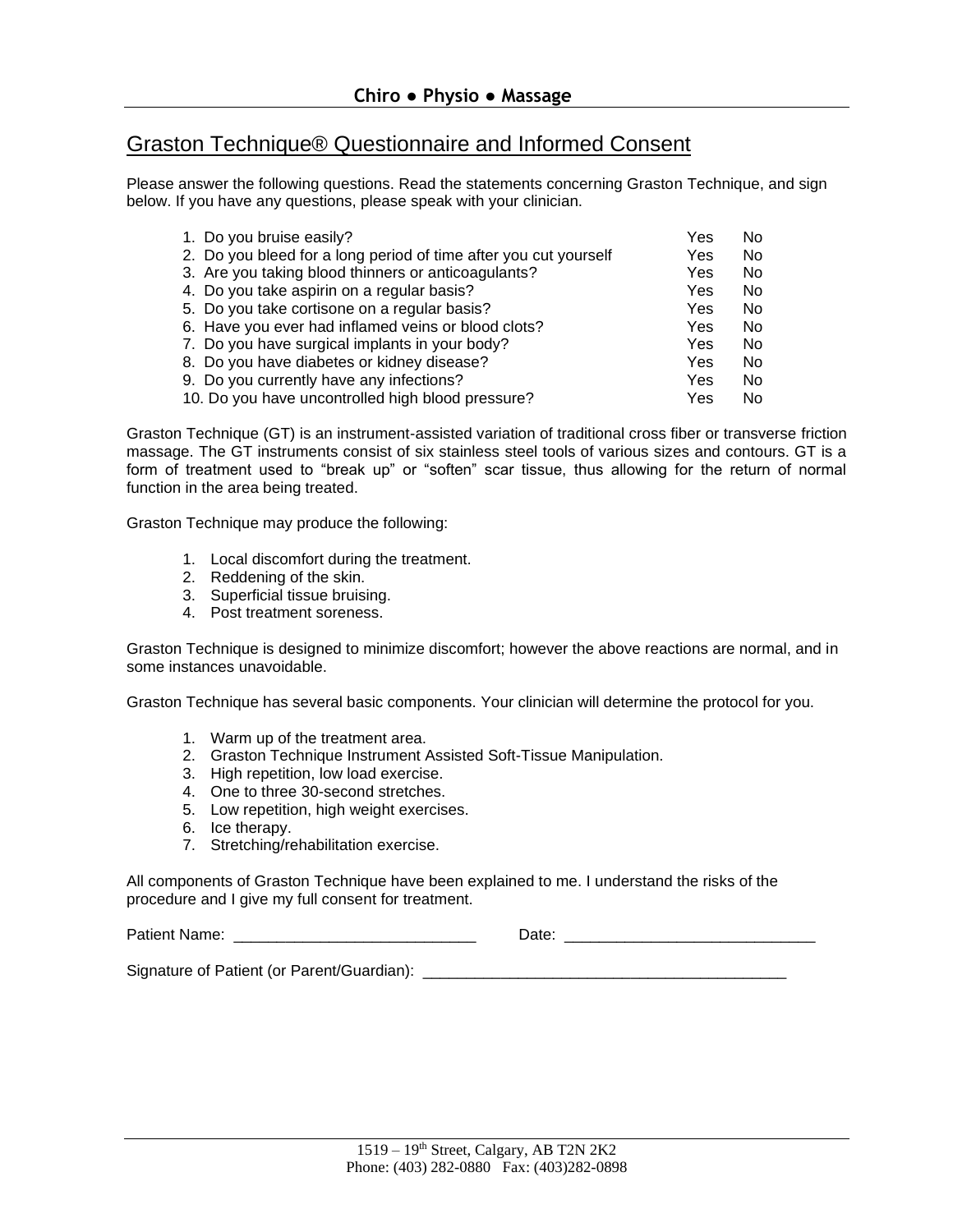# Graston Technique® Questionnaire and Informed Consent

Please answer the following questions. Read the statements concerning Graston Technique, and sign below. If you have any questions, please speak with your clinician.

| Question | | |
|---|---|---|
| 1. Do you bruise easily? | Yes | No |
| 2. Do you bleed for a long period of time after you cut yourself | Yes | No |
| 3. Are you taking blood thinners or anticoagulants? | Yes | No |
| 4. Do you take aspirin on a regular basis? | Yes | No |
| 5. Do you take cortisone on a regular basis? | Yes | No |
| 6. Have you ever had inflamed veins or blood clots? | Yes | No |
| 7. Do you have surgical implants in your body? | Yes | No |
| 8. Do you have diabetes or kidney disease? | Yes | No |
| 9. Do you currently have any infections? | Yes | No |
| 10. Do you have uncontrolled high blood pressure? | Yes | No |

Graston Technique (GT) is an instrument-assisted variation of traditional cross fiber or transverse friction massage. The GT instruments consist of six stainless steel tools of various sizes and contours. GT is a form of treatment used to "break up" or "soften" scar tissue, thus allowing for the return of normal function in the area being treated.

Graston Technique may produce the following:

1. Local discomfort during the treatment.
2. Reddening of the skin.
3. Superficial tissue bruising.
4. Post treatment soreness.

Graston Technique is designed to minimize discomfort; however the above reactions are normal, and in some instances unavoidable.

Graston Technique has several basic components. Your clinician will determine the protocol for you.

1. Warm up of the treatment area.
2. Graston Technique Instrument Assisted Soft-Tissue Manipulation.
3. High repetition, low load exercise.
4. One to three 30-second stretches.
5. Low repetition, high weight exercises.
6. Ice therapy.
7. Stretching/rehabilitation exercise.

All components of Graston Technique have been explained to me. I understand the risks of the procedure and I give my full consent for treatment.

Patient Name: ____________________________ Date: _____________________________

Signature of Patient (or Parent/Guardian): __________________________________________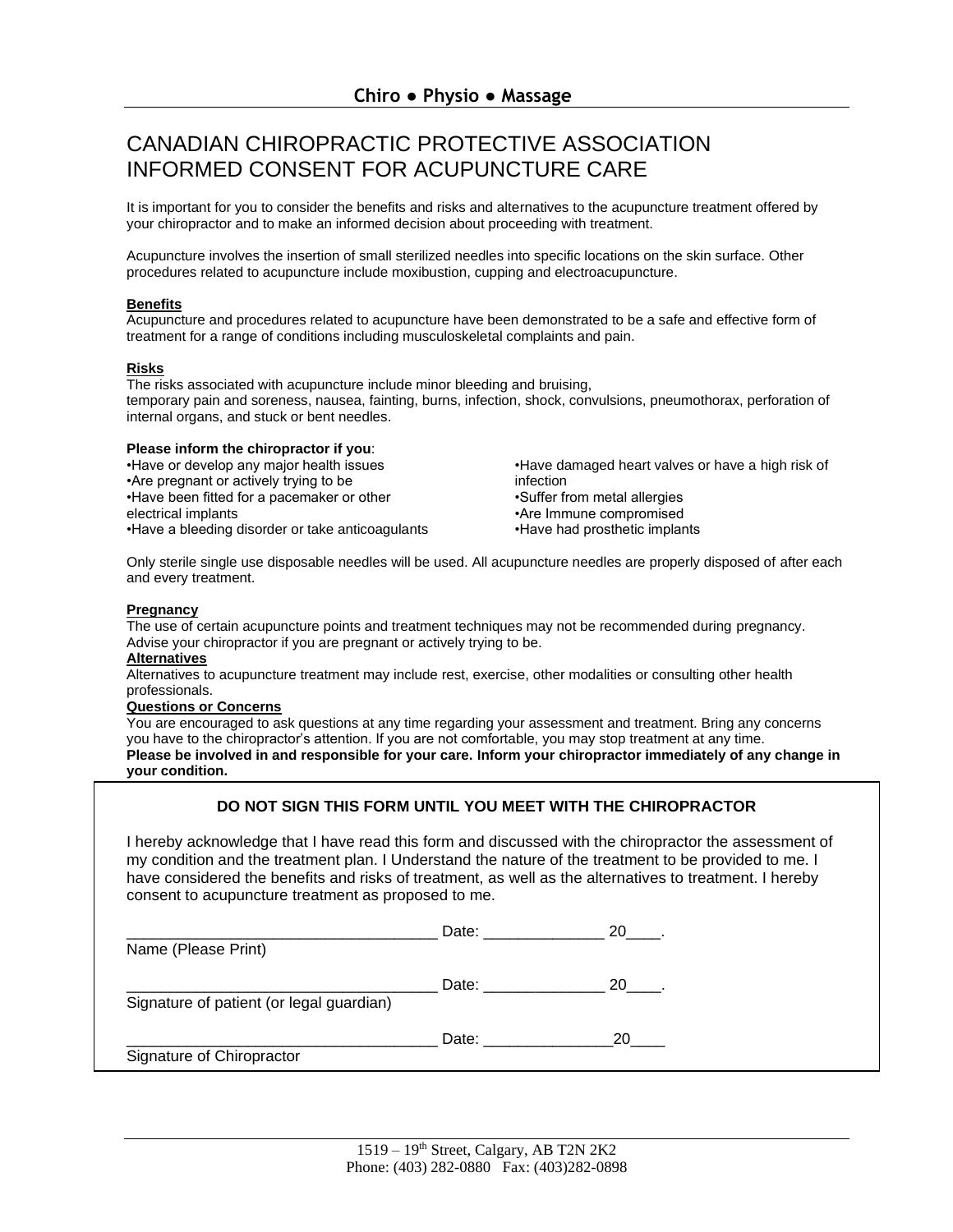**Chiro ● Physio ● Massage**

# CANADIAN CHIROPRACTIC PROTECTIVE ASSOCIATION INFORMED CONSENT FOR ACUPUNCTURE CARE

It is important for you to consider the benefits and risks and alternatives to the acupuncture treatment offered by your chiropractor and to make an informed decision about proceeding with treatment.

Acupuncture involves the insertion of small sterilized needles into specific locations on the skin surface. Other procedures related to acupuncture include moxibustion, cupping and electroacupuncture.

**Benefits**

Acupuncture and procedures related to acupuncture have been demonstrated to be a safe and effective form of treatment for a range of conditions including musculoskeletal complaints and pain.

**Risks**

The risks associated with acupuncture include minor bleeding and bruising, temporary pain and soreness, nausea, fainting, burns, infection, shock, convulsions, pneumothorax, perforation of internal organs, and stuck or bent needles.

**Please inform the chiropractor if you**:

- Have or develop any major health issues
- Are pregnant or actively trying to be
- Have been fitted for a pacemaker or other electrical implants
- Have a bleeding disorder or take anticoagulants
- Have damaged heart valves or have a high risk of infection
- Suffer from metal allergies
- Are Immune compromised
- Have had prosthetic implants

Only sterile single use disposable needles will be used. All acupuncture needles are properly disposed of after each and every treatment.

**Pregnancy**

The use of certain acupuncture points and treatment techniques may not be recommended during pregnancy. Advise your chiropractor if you are pregnant or actively trying to be.

**Alternatives**

Alternatives to acupuncture treatment may include rest, exercise, other modalities or consulting other health professionals.

**Questions or Concerns**

You are encouraged to ask questions at any time regarding your assessment and treatment. Bring any concerns you have to the chiropractor's attention. If you are not comfortable, you may stop treatment at any time.

**Please be involved in and responsible for your care. Inform your chiropractor immediately of any change in your condition.**

**DO NOT SIGN THIS FORM UNTIL YOU MEET WITH THE CHIROPRACTOR**

I hereby acknowledge that I have read this form and discussed with the chiropractor the assessment of my condition and the treatment plan. I Understand the nature of the treatment to be provided to me. I have considered the benefits and risks of treatment, as well as the alternatives to treatment. I hereby consent to acupuncture treatment as proposed to me.

____________________________________ Date: ______________ 20____.
Name (Please Print)

____________________________________ Date: ______________ 20____.
Signature of patient (or legal guardian)

____________________________________ Date: _______________20____
Signature of Chiropractor

1519 – 19th Street, Calgary, AB T2N 2K2
Phone: (403) 282-0880 Fax: (403)282-0898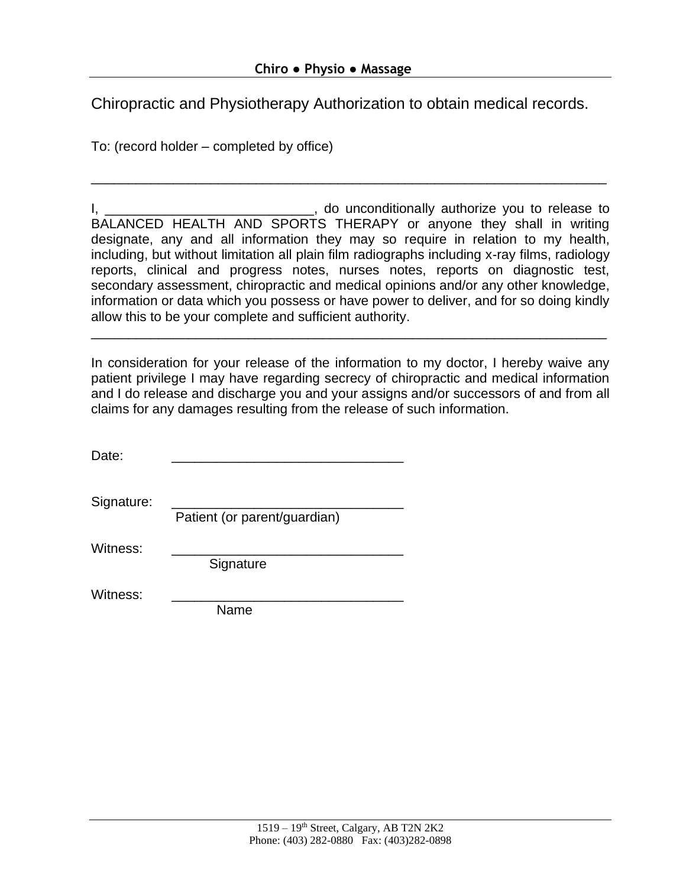**Chiro ● Physio ● Massage**

Chiropractic and Physiotherapy Authorization to obtain medical records.

To: (record holder – completed by office)

_______________________________________________________________________

I, ____________________________, do unconditionally authorize you to release to BALANCED HEALTH AND SPORTS THERAPY or anyone they shall in writing designate, any and all information they may so require in relation to my health, including, but without limitation all plain film radiographs including x-ray films, radiology reports, clinical and progress notes, nurses notes, reports on diagnostic test, secondary assessment, chiropractic and medical opinions and/or any other knowledge, information or data which you possess or have power to deliver, and for so doing kindly allow this to be your complete and sufficient authority.

_______________________________________________________________________

In consideration for your release of the information to my doctor, I hereby waive any patient privilege I may have regarding secrecy of chiropractic and medical information and I do release and discharge you and your assigns and/or successors of and from all claims for any damages resulting from the release of such information.

Date: _______________________________

Signature: _______________________________
Patient (or parent/guardian)

Witness: _______________________________
Signature

Witness: _______________________________
Name

1519 – 19th Street, Calgary, AB T2N 2K2
Phone: (403) 282-0880 Fax: (403)282-0898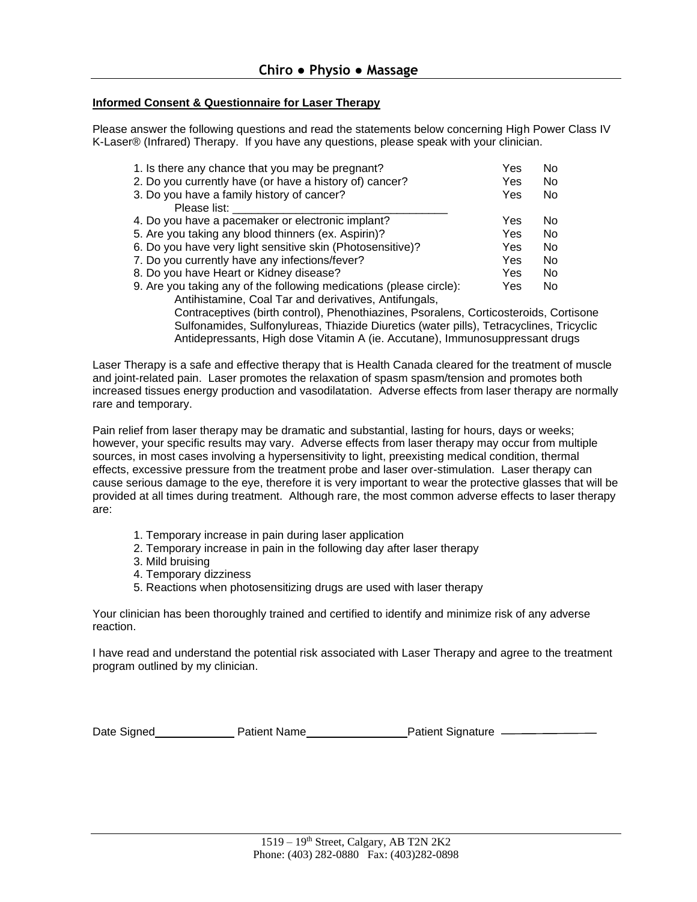**Chiro ● Physio ● Massage**

**Informed Consent & Questionnaire for Laser Therapy**

Please answer the following questions and read the statements below concerning High Power Class IV K-Laser® (Infrared) Therapy. If you have any questions, please speak with your clinician.

| | | |
|---|---|---|
| 1. Is there any chance that you may be pregnant? | Yes | No |
| 2. Do you currently have (or have a history of) cancer? | Yes | No |
| 3. Do you have a family history of cancer? Please list: ___________________________________ | Yes | No |
| 4. Do you have a pacemaker or electronic implant? | Yes | No |
| 5. Are you taking any blood thinners (ex. Aspirin)? | Yes | No |
| 6. Do you have very light sensitive skin (Photosensitive)? | Yes | No |
| 7. Do you currently have any infections/fever? | Yes | No |
| 8. Do you have Heart or Kidney disease? | Yes | No |
| 9. Are you taking any of the following medications (please circle): | Yes | No |

Antihistamine, Coal Tar and derivatives, Antifungals, Contraceptives (birth control), Phenothiazines, Psoralens, Corticosteroids, Cortisone Sulfonamides, Sulfonylureas, Thiazide Diuretics (water pills), Tetracyclines, Tricyclic Antidepressants, High dose Vitamin A (ie. Accutane), Immunosuppressant drugs

Laser Therapy is a safe and effective therapy that is Health Canada cleared for the treatment of muscle and joint-related pain. Laser promotes the relaxation of spasm spasm/tension and promotes both increased tissues energy production and vasodilatation. Adverse effects from laser therapy are normally rare and temporary.

Pain relief from laser therapy may be dramatic and substantial, lasting for hours, days or weeks; however, your specific results may vary. Adverse effects from laser therapy may occur from multiple sources, in most cases involving a hypersensitivity to light, preexisting medical condition, thermal effects, excessive pressure from the treatment probe and laser over-stimulation. Laser therapy can cause serious damage to the eye, therefore it is very important to wear the protective glasses that will be provided at all times during treatment. Although rare, the most common adverse effects to laser therapy are:

1. Temporary increase in pain during laser application
2. Temporary increase in pain in the following day after laser therapy
3. Mild bruising
4. Temporary dizziness
5. Reactions when photosensitizing drugs are used with laser therapy

Your clinician has been thoroughly trained and certified to identify and minimize risk of any adverse reaction.

I have read and understand the potential risk associated with Laser Therapy and agree to the treatment program outlined by my clinician.

Date Signed____________ Patient Name_______________ Patient Signature ______________

1519 – 19th Street, Calgary, AB T2N 2K2
Phone: (403) 282-0880 Fax: (403)282-0898